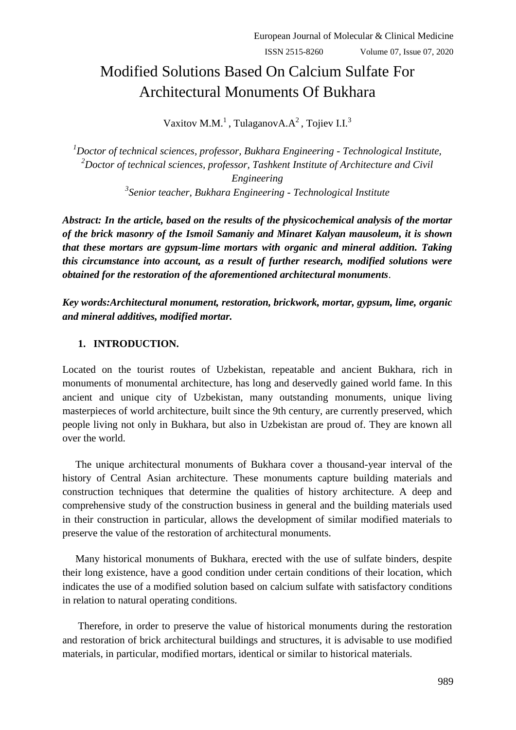# Modified Solutions Based On Calcium Sulfate For Architectural Monuments Of Bukhara

Vaxitov M.M.[1] , TulaganovA.A[2] , Tojiev I.I.[3]

*[1]Doctor of technical sciences, professor, Bukhara Engineering - Technological Institute,*
*[2]Doctor of technical sciences, professor, Tashkent Institute of Architecture and Civil Engineering*
*[3]Senior teacher, Bukhara Engineering - Technological Institute*

***Abstract: In the article, based on the results of the physicochemical analysis of the mortar of the brick masonry of the Ismoil Samaniy and Minaret Kalyan mausoleum, it is shown that these mortars are gypsum-lime mortars with organic and mineral addition. Taking this circumstance into account, as a result of further research, modified solutions were obtained for the restoration of the aforementioned architectural monuments*.**

***Key words:Architectural monument, restoration, brickwork, mortar, gypsum, lime, organic and mineral additives, modified mortar.***

## 1. INTRODUCTION.

Located on the tourist routes of Uzbekistan, repeatable and ancient Bukhara, rich in monuments of monumental architecture, has long and deservedly gained world fame. In this ancient and unique city of Uzbekistan, many outstanding monuments, unique living masterpieces of world architecture, built since the 9th century, are currently preserved, which people living not only in Bukhara, but also in Uzbekistan are proud of. They are known all over the world.

The unique architectural monuments of Bukhara cover a thousand-year interval of the history of Central Asian architecture. These monuments capture building materials and construction techniques that determine the qualities of history architecture. A deep and comprehensive study of the construction business in general and the building materials used in their construction in particular, allows the development of similar modified materials to preserve the value of the restoration of architectural monuments.

Many historical monuments of Bukhara, erected with the use of sulfate binders, despite their long existence, have a good condition under certain conditions of their location, which indicates the use of a modified solution based on calcium sulfate with satisfactory conditions in relation to natural operating conditions.

Therefore, in order to preserve the value of historical monuments during the restoration and restoration of brick architectural buildings and structures, it is advisable to use modified materials, in particular, modified mortars, identical or similar to historical materials.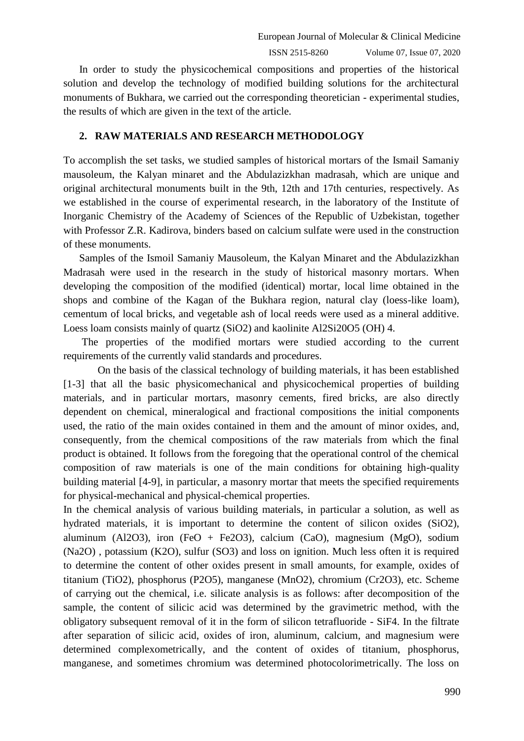In order to study the physicochemical compositions and properties of the historical solution and develop the technology of modified building solutions for the architectural monuments of Bukhara, we carried out the corresponding theoretician - experimental studies, the results of which are given in the text of the article.

## 2. RAW MATERIALS AND RESEARCH METHODOLOGY

To accomplish the set tasks, we studied samples of historical mortars of the Ismail Samaniy mausoleum, the Kalyan minaret and the Abdulazizkhan madrasah, which are unique and original architectural monuments built in the 9th, 12th and 17th centuries, respectively. As we established in the course of experimental research, in the laboratory of the Institute of Inorganic Chemistry of the Academy of Sciences of the Republic of Uzbekistan, together with Professor Z.R. Kadirova, binders based on calcium sulfate were used in the construction of these monuments.

Samples of the Ismoil Samaniy Mausoleum, the Kalyan Minaret and the Abdulazizkhan Madrasah were used in the research in the study of historical masonry mortars. When developing the composition of the modified (identical) mortar, local lime obtained in the shops and combine of the Kagan of the Bukhara region, natural clay (loess-like loam), cementum of local bricks, and vegetable ash of local reeds were used as a mineral additive. Loess loam consists mainly of quartz ($SiO_2$) and kaolinite $Al_2Si_20O_5(OH)_4$.

The properties of the modified mortars were studied according to the current requirements of the currently valid standards and procedures.

On the basis of the classical technology of building materials, it has been established [1-3] that all the basic physicomechanical and physicochemical properties of building materials, and in particular mortars, masonry cements, fired bricks, are also directly dependent on chemical, mineralogical and fractional compositions the initial components used, the ratio of the main oxides contained in them and the amount of minor oxides, and, consequently, from the chemical compositions of the raw materials from which the final product is obtained. It follows from the foregoing that the operational control of the chemical composition of raw materials is one of the main conditions for obtaining high-quality building material [4-9], in particular, a masonry mortar that meets the specified requirements for physical-mechanical and physical-chemical properties.

In the chemical analysis of various building materials, in particular a solution, as well as hydrated materials, it is important to determine the content of silicon oxides ($SiO_2$), aluminum ($Al_2O_3$), iron ($FeO + Fe_2O_3$), calcium ($CaO$), magnesium ($MgO$), sodium ($Na_2O$) , potassium ($K_2O$), sulfur ($SO_3$) and loss on ignition. Much less often it is required to determine the content of other oxides present in small amounts, for example, oxides of titanium ($TiO_2$), phosphorus ($P_2O_5$), manganese ($MnO_2$), chromium ($Cr_2O_3$), etc. Scheme of carrying out the chemical, i.e. silicate analysis is as follows: after decomposition of the sample, the content of silicic acid was determined by the gravimetric method, with the obligatory subsequent removal of it in the form of silicon tetrafluoride - $SiF_4$. In the filtrate after separation of silicic acid, oxides of iron, aluminum, calcium, and magnesium were determined complexometrically, and the content of oxides of titanium, phosphorus, manganese, and sometimes chromium was determined photocolorimetrically. The loss on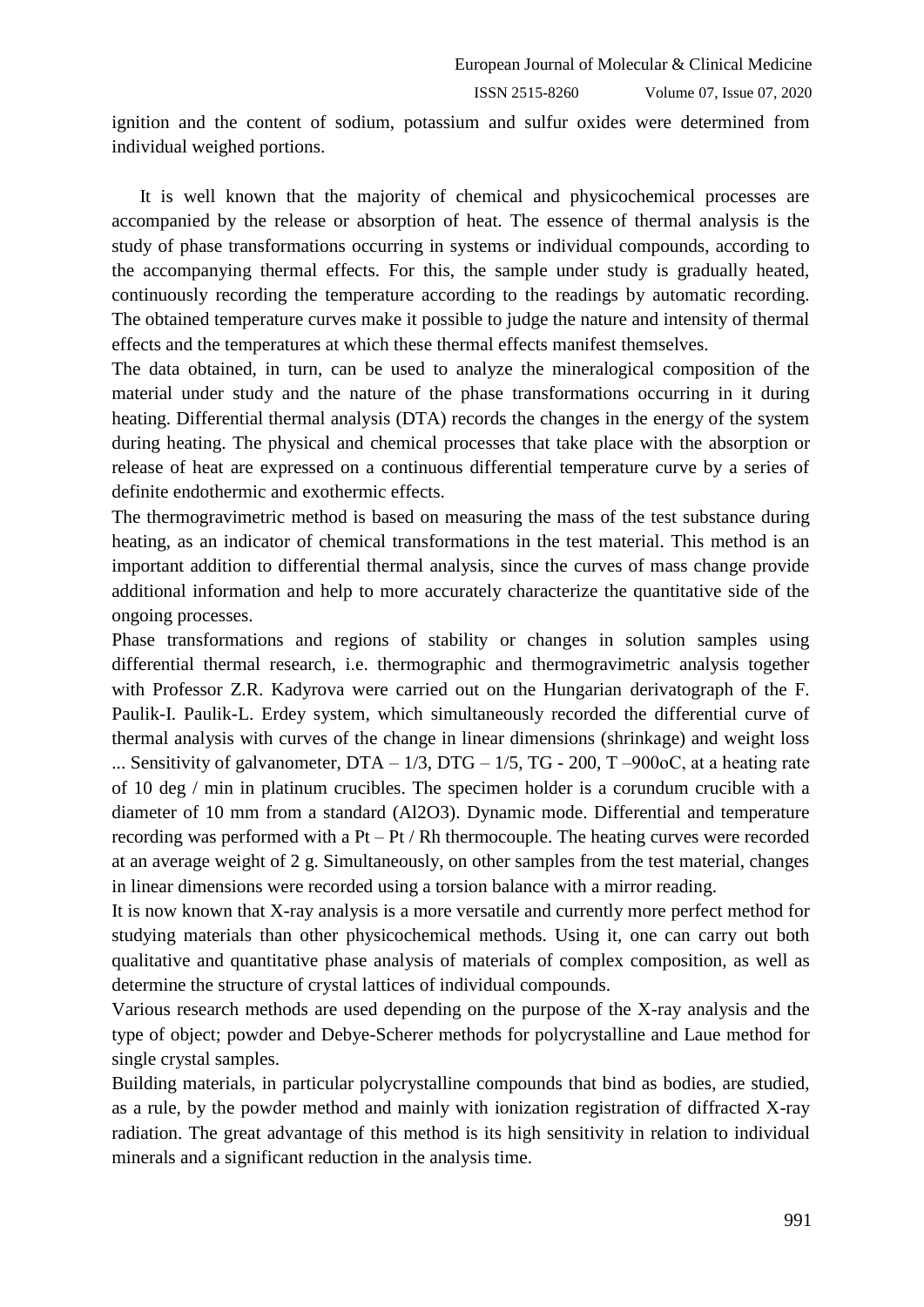ignition and the content of sodium, potassium and sulfur oxides were determined from individual weighed portions.

It is well known that the majority of chemical and physicochemical processes are accompanied by the release or absorption of heat. The essence of thermal analysis is the study of phase transformations occurring in systems or individual compounds, according to the accompanying thermal effects. For this, the sample under study is gradually heated, continuously recording the temperature according to the readings by automatic recording. The obtained temperature curves make it possible to judge the nature and intensity of thermal effects and the temperatures at which these thermal effects manifest themselves.

The data obtained, in turn, can be used to analyze the mineralogical composition of the material under study and the nature of the phase transformations occurring in it during heating. Differential thermal analysis (DTA) records the changes in the energy of the system during heating. The physical and chemical processes that take place with the absorption or release of heat are expressed on a continuous differential temperature curve by a series of definite endothermic and exothermic effects.

The thermogravimetric method is based on measuring the mass of the test substance during heating, as an indicator of chemical transformations in the test material. This method is an important addition to differential thermal analysis, since the curves of mass change provide additional information and help to more accurately characterize the quantitative side of the ongoing processes.

Phase transformations and regions of stability or changes in solution samples using differential thermal research, i.e. thermographic and thermogravimetric analysis together with Professor Z.R. Kadyrova were carried out on the Hungarian derivatograph of the F. Paulik-I. Paulik-L. Erdey system, which simultaneously recorded the differential curve of thermal analysis with curves of the change in linear dimensions (shrinkage) and weight loss ... Sensitivity of galvanometer, DTA – 1/3, DTG – 1/5, TG - 200, T –900oC, at a heating rate of 10 deg / min in platinum crucibles. The specimen holder is a corundum crucible with a diameter of 10 mm from a standard ($Al_2O_3$). Dynamic mode. Differential and temperature recording was performed with a Pt – Pt / Rh thermocouple. The heating curves were recorded at an average weight of 2 g. Simultaneously, on other samples from the test material, changes in linear dimensions were recorded using a torsion balance with a mirror reading.

It is now known that X-ray analysis is a more versatile and currently more perfect method for studying materials than other physicochemical methods. Using it, one can carry out both qualitative and quantitative phase analysis of materials of complex composition, as well as determine the structure of crystal lattices of individual compounds.

Various research methods are used depending on the purpose of the X-ray analysis and the type of object; powder and Debye-Scherer methods for polycrystalline and Laue method for single crystal samples.

Building materials, in particular polycrystalline compounds that bind as bodies, are studied, as a rule, by the powder method and mainly with ionization registration of diffracted X-ray radiation. The great advantage of this method is its high sensitivity in relation to individual minerals and a significant reduction in the analysis time.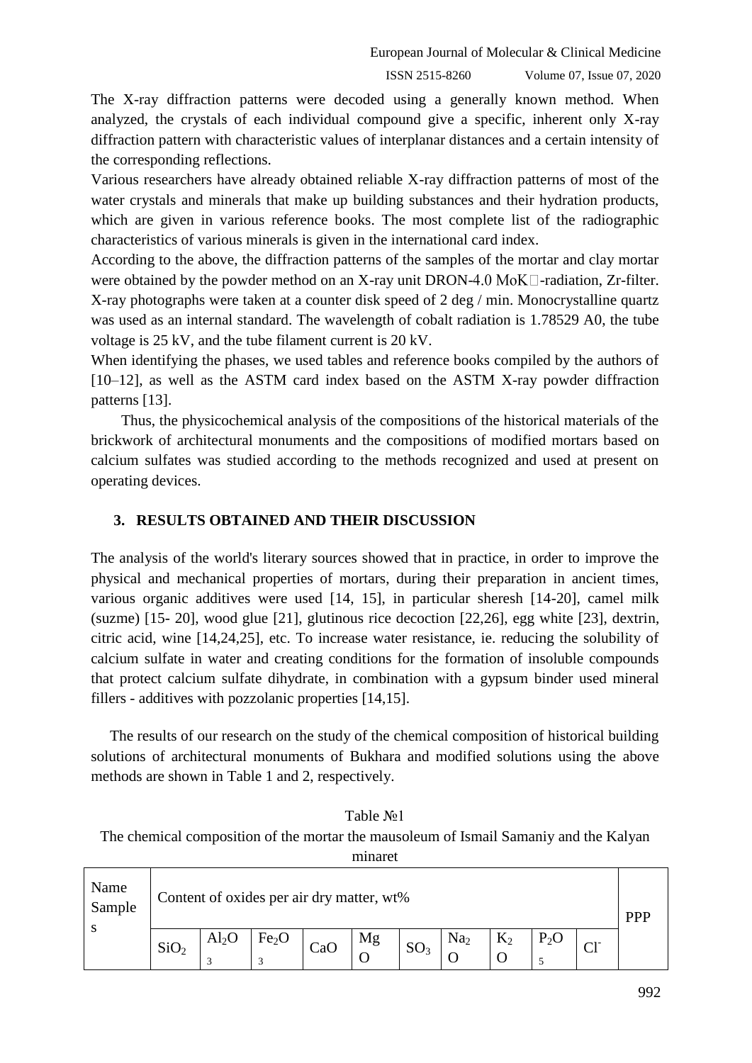The X-ray diffraction patterns were decoded using a generally known method. When analyzed, the crystals of each individual compound give a specific, inherent only X-ray diffraction pattern with characteristic values of interplanar distances and a certain intensity of the corresponding reflections.

Various researchers have already obtained reliable X-ray diffraction patterns of most of the water crystals and minerals that make up building substances and their hydration products, which are given in various reference books. The most complete list of the radiographic characteristics of various minerals is given in the international card index.

According to the above, the diffraction patterns of the samples of the mortar and clay mortar were obtained by the powder method on an X-ray unit DRON-4.0 MoK□-radiation, Zr-filter. X-ray photographs were taken at a counter disk speed of 2 deg / min. Monocrystalline quartz was used as an internal standard. The wavelength of cobalt radiation is 1.78529 A0, the tube voltage is 25 kV, and the tube filament current is 20 kV.

When identifying the phases, we used tables and reference books compiled by the authors of [10–12], as well as the ASTM card index based on the ASTM X-ray powder diffraction patterns [13].

Thus, the physicochemical analysis of the compositions of the historical materials of the brickwork of architectural monuments and the compositions of modified mortars based on calcium sulfates was studied according to the methods recognized and used at present on operating devices.

## 3. RESULTS OBTAINED AND THEIR DISCUSSION

The analysis of the world's literary sources showed that in practice, in order to improve the physical and mechanical properties of mortars, during their preparation in ancient times, various organic additives were used [14, 15], in particular sheresh [14-20], camel milk (suzme) [15- 20], wood glue [21], glutinous rice decoction [22,26], egg white [23], dextrin, citric acid, wine [14,24,25], etc. To increase water resistance, ie. reducing the solubility of calcium sulfate in water and creating conditions for the formation of insoluble compounds that protect calcium sulfate dihydrate, in combination with a gypsum binder used mineral fillers - additives with pozzolanic properties [14,15].

The results of our research on the study of the chemical composition of historical building solutions of architectural monuments of Bukhara and modified solutions using the above methods are shown in Table 1 and 2, respectively.

Table №1

The chemical composition of the mortar the mausoleum of Ismail Samaniy and the Kalyan minaret

| Name Samples | Content of oxides per air dry matter, wt% | | | | | | | | | | PPP |
|---|---|---|---|---|---|---|---|---|---|---|---|
| | $SiO_2$ | $Al_2O_3$ | $Fe_2O_3$ | CaO | MgO | $SO_3$ | $Na_2O$ | $K_2O$ | $P_2O_5$ | $Cl^-$ | |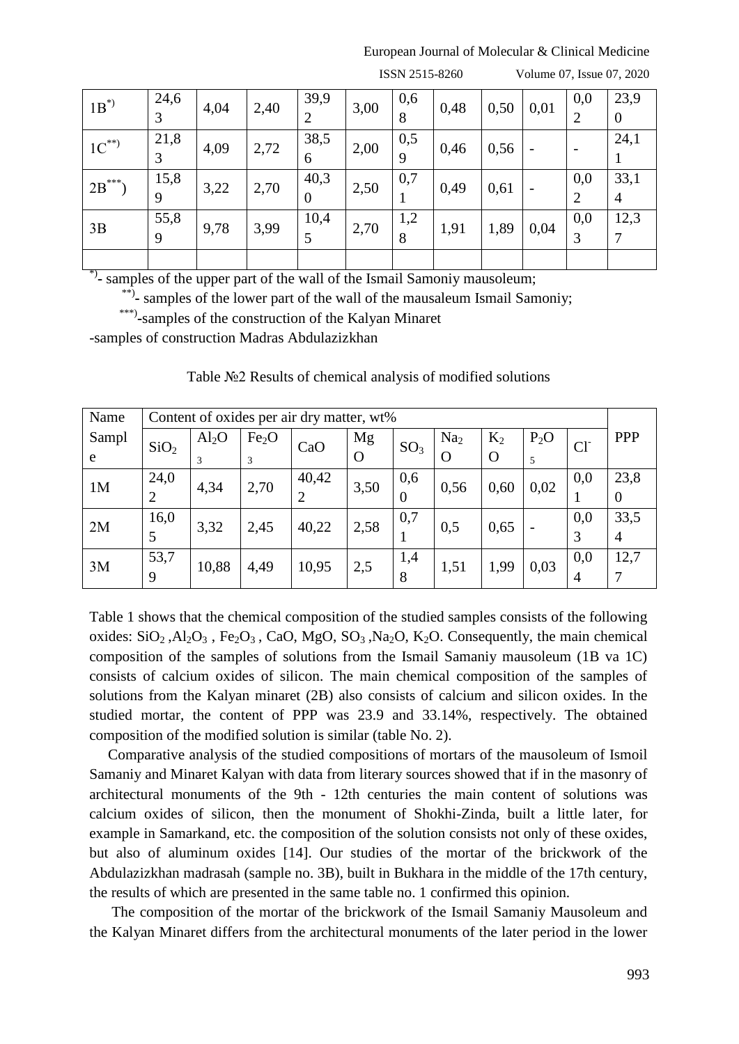| $1B^{*)}$ | 24,63 | 4,04 | 2,40 | 39,92 | 3,00 | 0,68 | 0,48 | 0,50 | 0,01 | 0,02 | 23,90 |
|---|---|---|---|---|---|---|---|---|---|---|---|
| $1C^{**)}$ | 21,83 | 4,09 | 2,72 | 38,56 | 2,00 | 0,59 | 0,46 | 0,56 | - | - | 24,11 |
| $2B^{***)}$ | 15,89 | 3,22 | 2,70 | 40,30 | 2,50 | 0,71 | 0,49 | 0,61 | - | 0,02 | 33,14 |
| 3B | 55,89 | 9,78 | 3,99 | 10,45 | 2,70 | 1,28 | 1,91 | 1,89 | 0,04 | 0,03 | 12,37 |
| | | | | | | | | | | | |

*) - samples of the upper part of the wall of the Ismail Samoniy mausoleum;

**) - samples of the lower part of the wall of the mausaleum Ismail Samoniy;

***) -samples of the construction of the Kalyan Minaret

-samples of construction Madras Abdulazizkhan

Table №2 Results of chemical analysis of modified solutions

| Name Sample | Content of oxides per air dry matter, wt% | | | | | | | | | | PPP |
|---|---|---|---|---|---|---|---|---|---|---|---|
| | $SiO_2$ | $Al_2O_3$ | $Fe_2O_3$ | CaO | MgO | $SO_3$ | $Na_2O$ | $K_2O$ | $P_2O_5$ | $Cl^-$ | |
| 1M | 24,02 | 4,34 | 2,70 | 40,422 | 3,50 | 0,60 | 0,56 | 0,60 | 0,02 | 0,01 | 23,80 |
| 2M | 16,05 | 3,32 | 2,45 | 40,22 | 2,58 | 0,71 | 0,5 | 0,65 | - | 0,03 | 33,54 |
| 3M | 53,79 | 10,88 | 4,49 | 10,95 | 2,5 | 1,48 | 1,51 | 1,99 | 0,03 | 0,04 | 12,77 |

Table 1 shows that the chemical composition of the studied samples consists of the following oxides: $SiO_2$, $Al_2O_3$, $Fe_2O_3$, CaO, MgO, $SO_3$, $Na_2O$, $K_2O$. Consequently, the main chemical composition of the samples of solutions from the Ismail Samaniy mausoleum (1B va 1C) consists of calcium oxides of silicon. The main chemical composition of the samples of solutions from the Kalyan minaret (2B) also consists of calcium and silicon oxides. In the studied mortar, the content of PPP was 23.9 and 33.14%, respectively. The obtained composition of the modified solution is similar (table No. 2).

Comparative analysis of the studied compositions of mortars of the mausoleum of Ismoil Samaniy and Minaret Kalyan with data from literary sources showed that if in the masonry of architectural monuments of the 9th - 12th centuries the main content of solutions was calcium oxides of silicon, then the monument of Shokhi-Zinda, built a little later, for example in Samarkand, etc. the composition of the solution consists not only of these oxides, but also of aluminum oxides [14]. Our studies of the mortar of the brickwork of the Abdulazizkhan madrasah (sample no. 3B), built in Bukhara in the middle of the 17th century, the results of which are presented in the same table no. 1 confirmed this opinion.

The composition of the mortar of the brickwork of the Ismail Samaniy Mausoleum and the Kalyan Minaret differs from the architectural monuments of the later period in the lower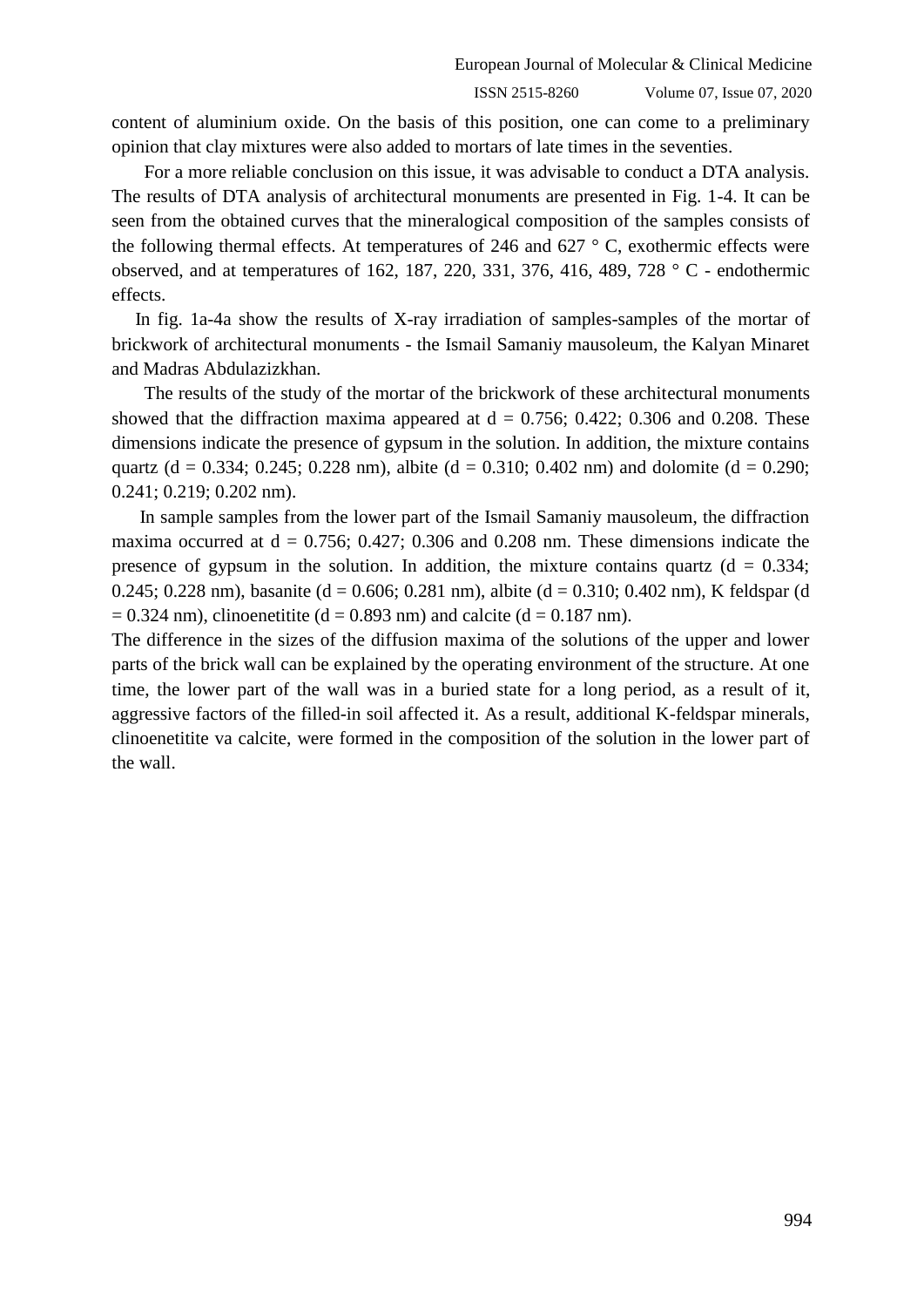content of aluminium oxide. On the basis of this position, one can come to a preliminary opinion that clay mixtures were also added to mortars of late times in the seventies.

For a more reliable conclusion on this issue, it was advisable to conduct a DTA analysis. The results of DTA analysis of architectural monuments are presented in Fig. 1-4. It can be seen from the obtained curves that the mineralogical composition of the samples consists of the following thermal effects. At temperatures of 246 and 627 ° C, exothermic effects were observed, and at temperatures of 162, 187, 220, 331, 376, 416, 489, 728 ° C - endothermic effects.

In fig. 1a-4a show the results of X-ray irradiation of samples-samples of the mortar of brickwork of architectural monuments - the Ismail Samaniy mausoleum, the Kalyan Minaret and Madras Abdulazizkhan.

The results of the study of the mortar of the brickwork of these architectural monuments showed that the diffraction maxima appeared at d = 0.756; 0.422; 0.306 and 0.208. These dimensions indicate the presence of gypsum in the solution. In addition, the mixture contains quartz (d = 0.334; 0.245; 0.228 nm), albite (d = 0.310; 0.402 nm) and dolomite (d = 0.290; 0.241; 0.219; 0.202 nm).

In sample samples from the lower part of the Ismail Samaniy mausoleum, the diffraction maxima occurred at d = 0.756; 0.427; 0.306 and 0.208 nm. These dimensions indicate the presence of gypsum in the solution. In addition, the mixture contains quartz (d = 0.334; 0.245; 0.228 nm), basanite (d = 0.606; 0.281 nm), albite (d = 0.310; 0.402 nm), K feldspar (d = 0.324 nm), clinoenetitite (d = 0.893 nm) and calcite (d = 0.187 nm).

The difference in the sizes of the diffusion maxima of the solutions of the upper and lower parts of the brick wall can be explained by the operating environment of the structure. At one time, the lower part of the wall was in a buried state for a long period, as a result of it, aggressive factors of the filled-in soil affected it. As a result, additional K-feldspar minerals, clinoenetitite va calcite, were formed in the composition of the solution in the lower part of the wall.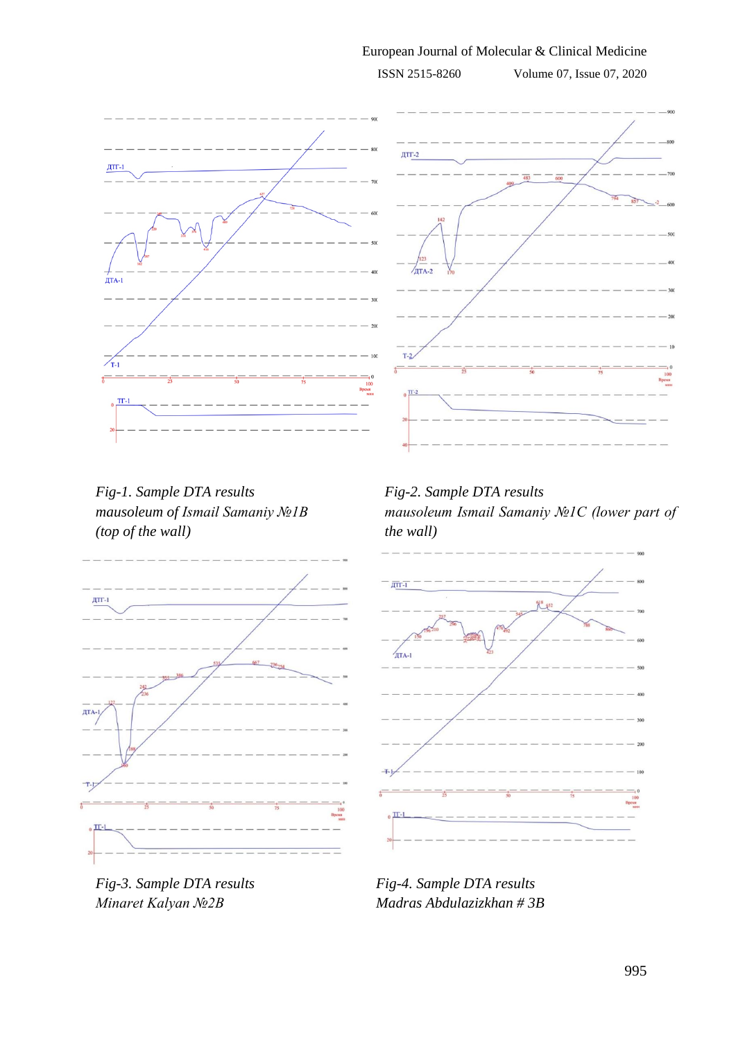*Fig-1. Sample DTA results mausoleum of Ismail Samaniy №1B (top of the wall)*

*Fig-2. Sample DTA results mausoleum Ismail Samaniy №1C (lower part of the wall)*

*Fig-3. Sample DTA results Minaret Kalyan №2B*

*Fig-4. Sample DTA results Madras Abdulazizkhan # 3B*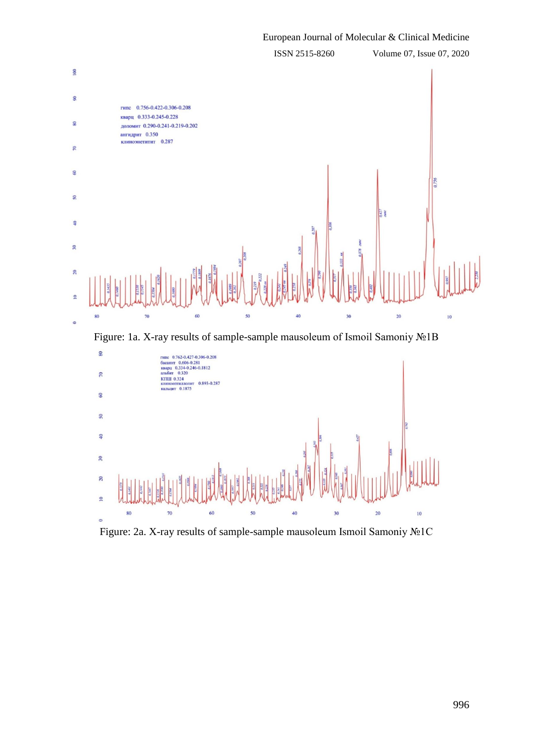Figure: 1a. X-ray results of sample-sample mausoleum of Ismoil Samoniy №1B

Figure: 2a. X-ray results of sample-sample mausoleum Ismoil Samoniy №1C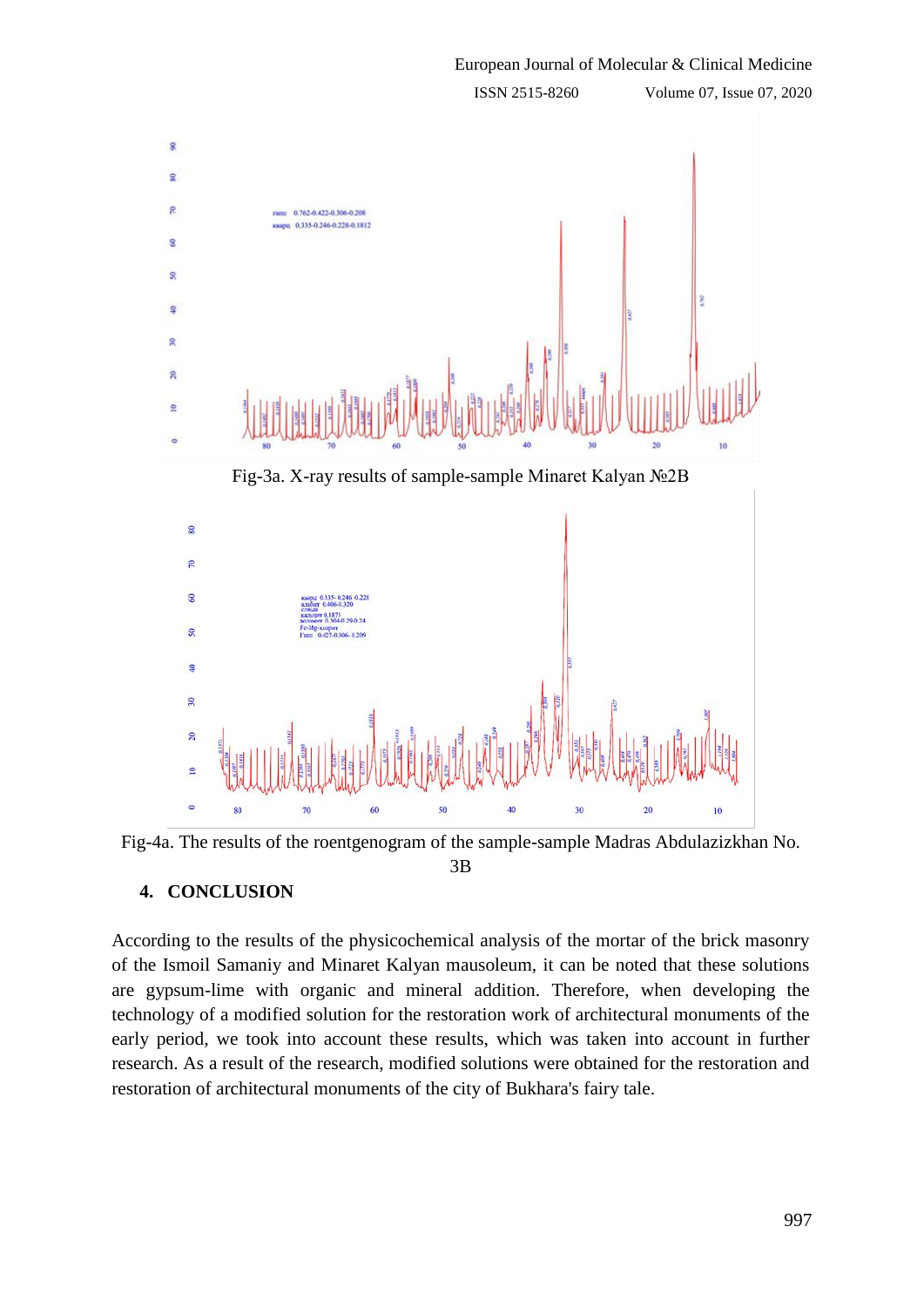Fig-3a. X-ray results of sample-sample Minaret Kalyan №2B

Fig-4a. The results of the roentgenogram of the sample-sample Madras Abdulazizkhan No. 3B

## 4. CONCLUSION

According to the results of the physicochemical analysis of the mortar of the brick masonry of the Ismoil Samaniy and Minaret Kalyan mausoleum, it can be noted that these solutions are gypsum-lime with organic and mineral addition. Therefore, when developing the technology of a modified solution for the restoration work of architectural monuments of the early period, we took into account these results, which was taken into account in further research. As a result of the research, modified solutions were obtained for the restoration and restoration of architectural monuments of the city of Bukhara's fairy tale.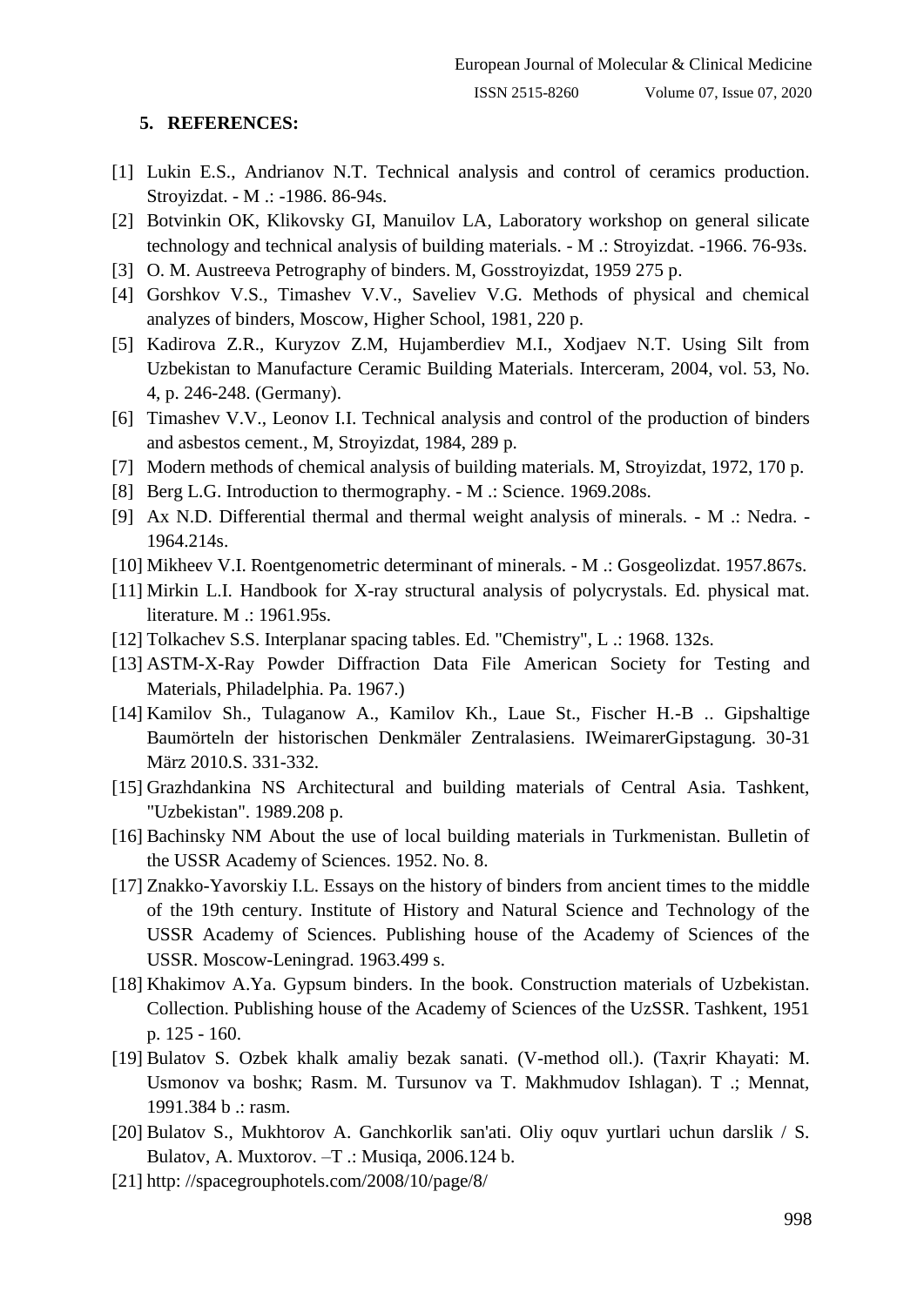## 5. REFERENCES:

[1] Lukin E.S., Andrianov N.T. Technical analysis and control of ceramics production. Stroyizdat. - M .: -1986. 86-94s.

[2] Botvinkin OK, Klikovsky GI, Manuilov LA, Laboratory workshop on general silicate technology and technical analysis of building materials. - M .: Stroyizdat. -1966. 76-93s.

[3] O. M. Austreeva Petrography of binders. M, Gosstroyizdat, 1959 275 p.

[4] Gorshkov V.S., Timashev V.V., Saveliev V.G. Methods of physical and chemical analyzes of binders, Moscow, Higher School, 1981, 220 p.

[5] Kadirova Z.R., Kuryzov Z.M, Hujamberdiev M.I., Xodjaev N.T. Using Silt from Uzbekistan to Manufacture Ceramic Building Materials. Interceram, 2004, vol. 53, No. 4, p. 246-248. (Germany).

[6] Timashev V.V., Leonov I.I. Technical analysis and control of the production of binders and asbestos cement., M, Stroyizdat, 1984, 289 p.

[7] Modern methods of chemical analysis of building materials. M, Stroyizdat, 1972, 170 p.

[8] Berg L.G. Introduction to thermography. - M .: Science. 1969.208s.

[9] Ax N.D. Differential thermal and thermal weight analysis of minerals. - M .: Nedra. -1964.214s.

[10] Mikheev V.I. Roentgenometric determinant of minerals. - M .: Gosgeolizdat. 1957.867s.

[11] Mirkin L.I. Handbook for X-ray structural analysis of polycrystals. Ed. physical mat. literature. M .: 1961.95s.

[12] Tolkachev S.S. Interplanar spacing tables. Ed. "Chemistry", L .: 1968. 132s.

[13] ASTM-X-Ray Powder Diffraction Data File American Society for Testing and Materials, Philadelphia. Pa. 1967.)

[14] Kamilov Sh., Tulaganow A., Kamilov Kh., Laue St., Fischer H.-B .. Gipshaltige Baumörteln der historischen Denkmäler Zentralasiens. IWeimarerGipstagung. 30-31 März 2010.S. 331-332.

[15] Grazhdankina NS Architectural and building materials of Central Asia. Tashkent, "Uzbekistan". 1989.208 p.

[16] Bachinsky NM About the use of local building materials in Turkmenistan. Bulletin of the USSR Academy of Sciences. 1952. No. 8.

[17] Znakko-Yavorskiy I.L. Essays on the history of binders from ancient times to the middle of the 19th century. Institute of History and Natural Science and Technology of the USSR Academy of Sciences. Publishing house of the Academy of Sciences of the USSR. Moscow-Leningrad. 1963.499 s.

[18] Khakimov A.Ya. Gypsum binders. In the book. Construction materials of Uzbekistan. Collection. Publishing house of the Academy of Sciences of the UzSSR. Tashkent, 1951 p. 125 - 160.

[19] Bulatov S. Ozbek khalk amaliy bezak sanati. (V-method oll.). (Taxrir Khayati: M. Usmonov va boshк; Rasm. M. Tursunov va T. Makhmudov Ishlagan). T .; Mennat, 1991.384 b .: rasm.

[20] Bulatov S., Mukhtorov A. Ganchkorlik san'ati. Oliy oquv yurtlari uchun darslik / S. Bulatov, A. Muxtorov. –T .: Musiqa, 2006.124 b.

[21] http: //spacegrouphotels.com/2008/10/page/8/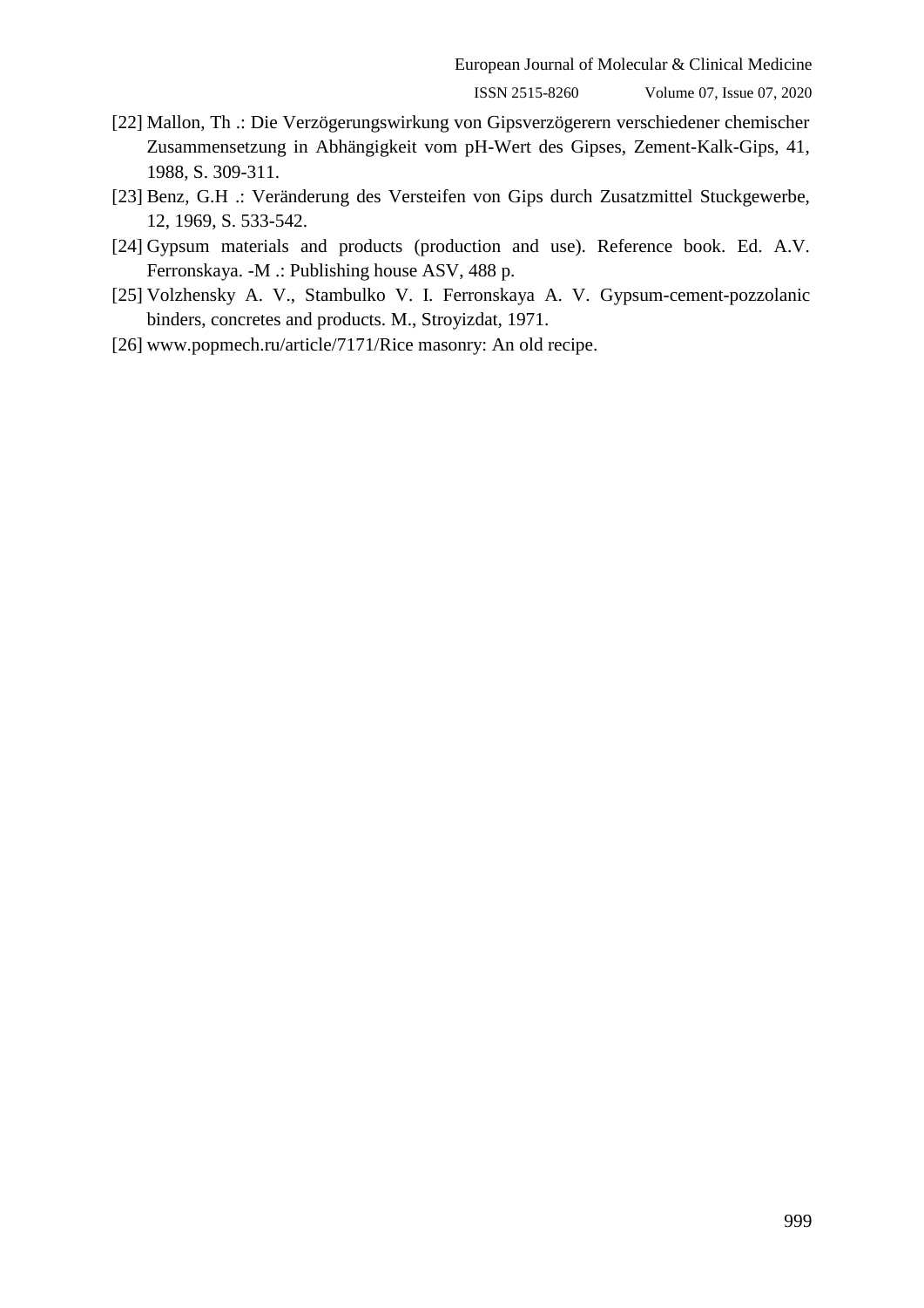[22] Mallon, Th .: Die Verzögerungswirkung von Gipsverzögerern verschiedener chemischer Zusammensetzung in Abhängigkeit vom pH-Wert des Gipses, Zement-Kalk-Gips, 41, 1988, S. 309-311.

[23] Benz, G.H .: Veränderung des Versteifen von Gips durch Zusatzmittel Stuckgewerbe, 12, 1969, S. 533-542.

[24] Gypsum materials and products (production and use). Reference book. Ed. A.V. Ferronskaya. -M .: Publishing house ASV, 488 p.

[25] Volzhensky A. V., Stambulko V. I. Ferronskaya A. V. Gypsum-cement-pozzolanic binders, concretes and products. M., Stroyizdat, 1971.

[26] www.popmech.ru/article/7171/Rice masonry: An old recipe.